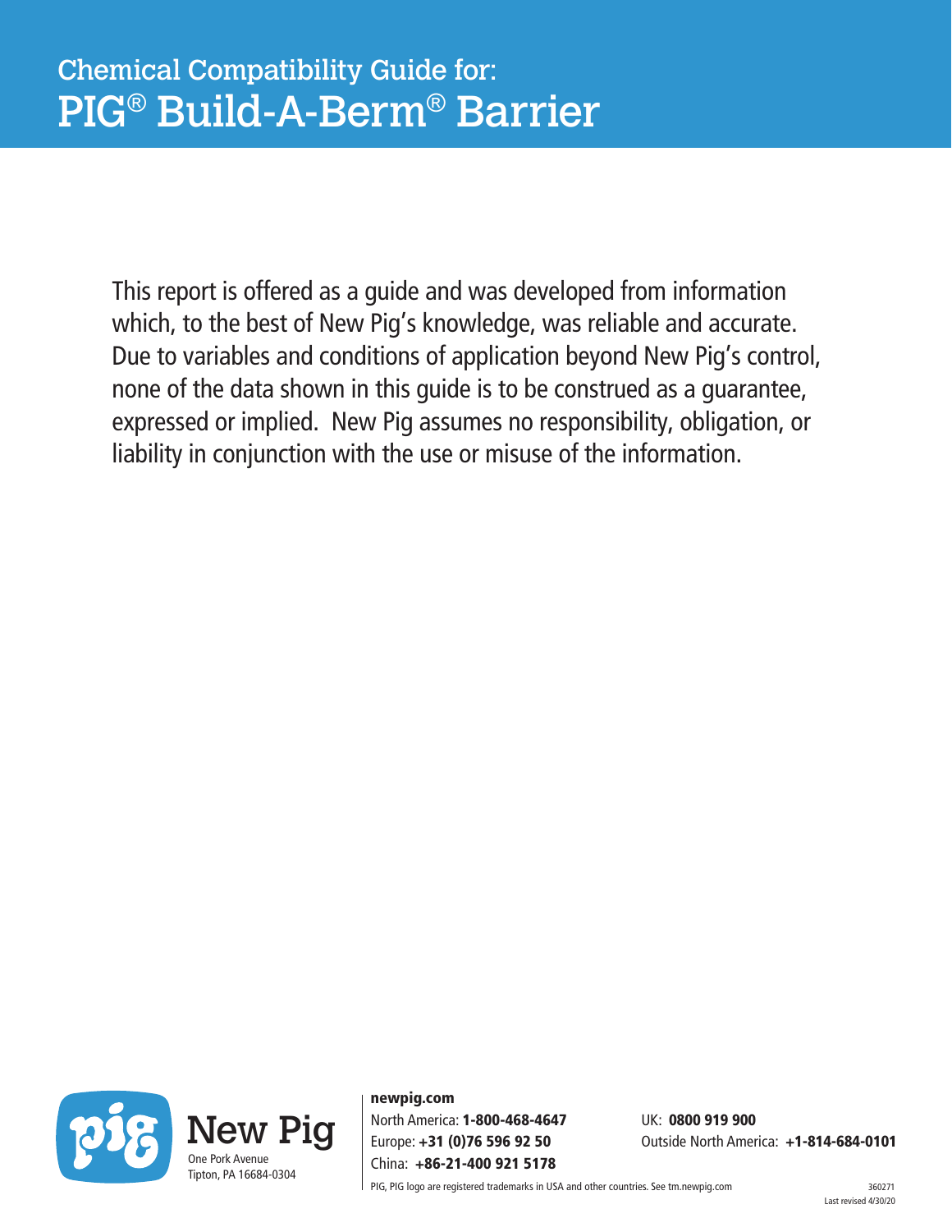# Chemical Compatibility Guide for: PIG® Build-A-Berm® Barrier

This report is offered as a guide and was developed from information which, to the best of New Pig's knowledge, was reliable and accurate. Due to variables and conditions of application beyond New Pig's control, none of the data shown in this guide is to be construed as a guarantee, expressed or implied. New Pig assumes no responsibility, obligation, or liability in conjunction with the use or misuse of the information.

New Pig
One Pork Avenue
Tipton, PA 16684-0304

**newpig.com**
North America: **1-800-468-4647**
Europe: **+31 (0)76 596 92 50**
China: **+86-21-400 921 5178**
UK: **0800 919 900**
Outside North America: **+1-814-684-0101**

PIG, PIG logo are registered trademarks in USA and other countries. See tm.newpig.com

360271
Last revised 4/30/20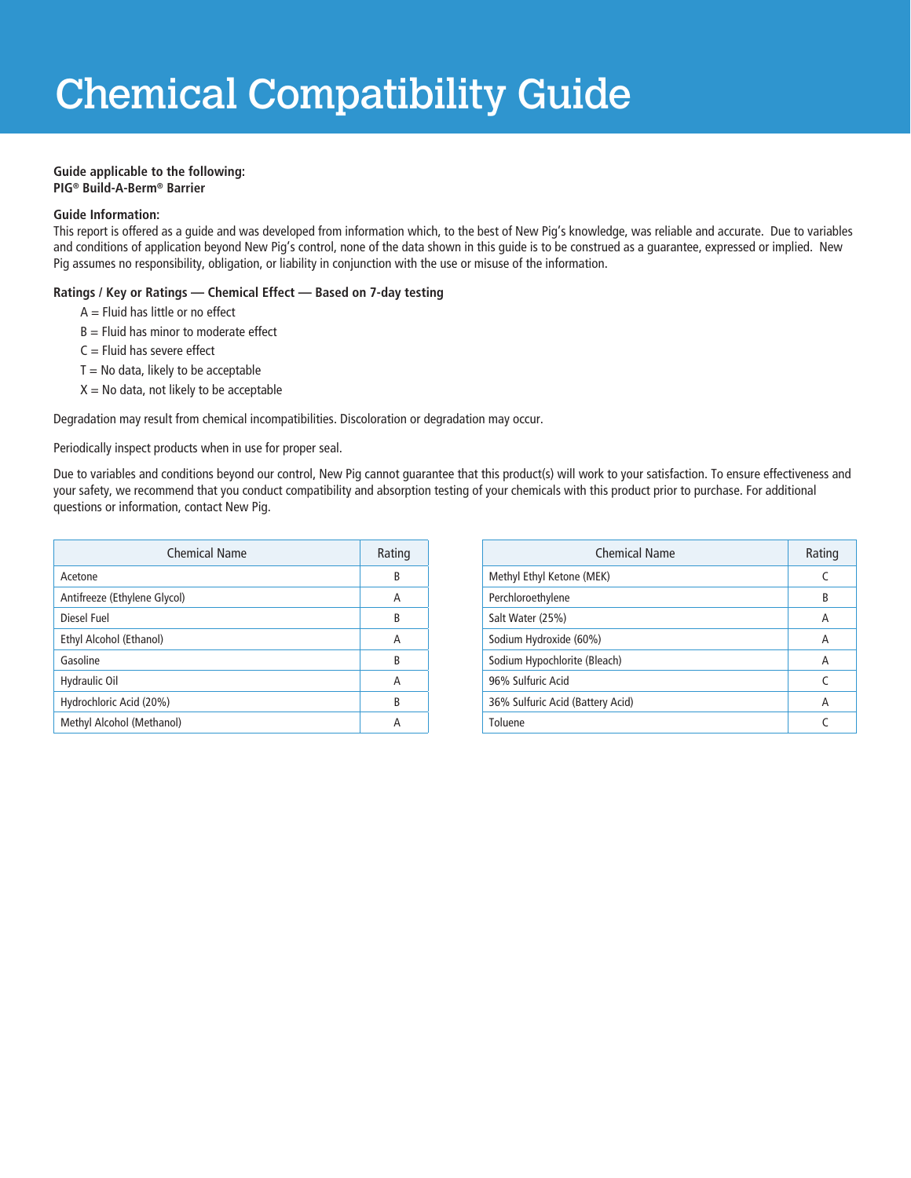# Chemical Compatibility Guide

**Guide applicable to the following:**
**PIG® Build-A-Berm® Barrier**

**Guide Information:**
This report is offered as a guide and was developed from information which, to the best of New Pig's knowledge, was reliable and accurate. Due to variables and conditions of application beyond New Pig's control, none of the data shown in this guide is to be construed as a guarantee, expressed or implied. New Pig assumes no responsibility, obligation, or liability in conjunction with the use or misuse of the information.

**Ratings / Key or Ratings — Chemical Effect — Based on 7-day testing**

- A = Fluid has little or no effect
- B = Fluid has minor to moderate effect
- C = Fluid has severe effect
- T = No data, likely to be acceptable
- X = No data, not likely to be acceptable

Degradation may result from chemical incompatibilities. Discoloration or degradation may occur.

Periodically inspect products when in use for proper seal.

Due to variables and conditions beyond our control, New Pig cannot guarantee that this product(s) will work to your satisfaction. To ensure effectiveness and your safety, we recommend that you conduct compatibility and absorption testing of your chemicals with this product prior to purchase. For additional questions or information, contact New Pig.

| Chemical Name | Rating |
|---|---|
| Acetone | B |
| Antifreeze (Ethylene Glycol) | A |
| Diesel Fuel | B |
| Ethyl Alcohol (Ethanol) | A |
| Gasoline | B |
| Hydraulic Oil | A |
| Hydrochloric Acid (20%) | B |
| Methyl Alcohol (Methanol) | A |

| Chemical Name | Rating |
|---|---|
| Methyl Ethyl Ketone (MEK) | C |
| Perchloroethylene | B |
| Salt Water (25%) | A |
| Sodium Hydroxide (60%) | A |
| Sodium Hypochlorite (Bleach) | A |
| 96% Sulfuric Acid | C |
| 36% Sulfuric Acid (Battery Acid) | A |
| Toluene | C |